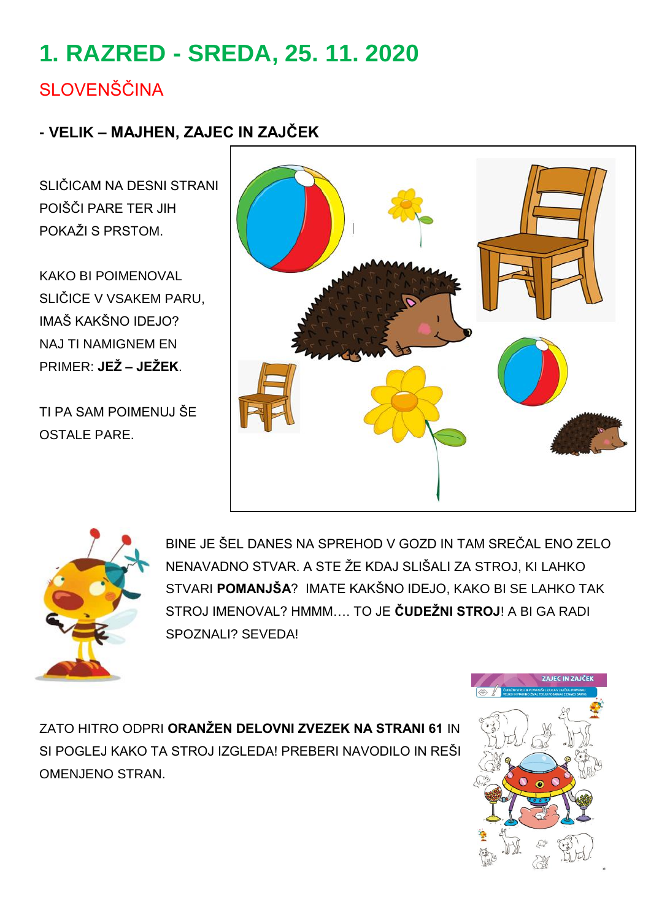# 1. RAZRED - SREDA, 25. 11. 2020

## SLOVENŠČINA

### - VELIK – MAJHEN, ZAJEC IN ZAJČEK

SLIČICAM NA DESNI STRANI POIŠČI PARE TER JIH POKAŽI S PRSTOM.

KAKO BI POIMENOVAL SLIČICE V VSAKEM PARU, IMAŠ KAKŠNO IDEJO? NAJ TI NAMIGNEM EN PRIMER: **JEŽ – JEŽEK**.

TI PA SAM POIMENUJ ŠE OSTALE PARE.

BINE JE ŠEL DANES NA SPREHOD V GOZD IN TAM SREČAL ENO ZELO NENAVADNO STVAR. A STE ŽE KDAJ SLIŠALI ZA STROJ, KI LAHKO STVARI **POMANJŠA**? IMATE KAKŠNO IDEJO, KAKO BI SE LAHKO TAK STROJ IMENOVAL? HMMM…. TO JE **ČUDEŽNI STROJ**! A BI GA RADI SPOZNALI? SEVEDA!

ZATO HITRO ODPRI **ORANŽEN DELOVNI ZVEZEK NA STRANI 61** IN SI POGLEJ KAKO TA STROJ IZGLEDA! PREBERI NAVODILO IN REŠI OMENJENO STRAN.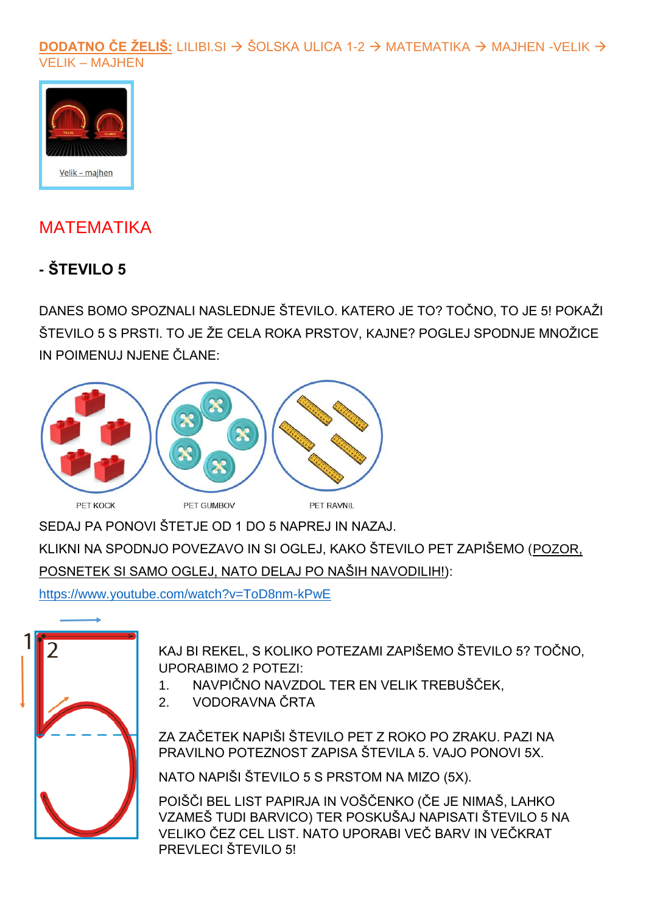**DODATNO ČE ŽELIŠ:** LILIBI.SI → ŠOLSKA ULICA 1-2 → MATEMATIKA → MAJHEN -VELIK → VELIK – MAJHEN

Velik – majhen

## MATEMATIKA

### - ŠTEVILO 5

DANES BOMO SPOZNALI NASLEDNJE ŠTEVILO. KATERO JE TO? TOČNO, TO JE 5! POKAŽI ŠTEVILO 5 S PRSTI. TO JE ŽE CELA ROKA PRSTOV, KAJNE? POGLEJ SPODNJE MNOŽICE IN POIMENUJ NJENE ČLANE:

PET KOCK PET GUMBOV PET RAVNIL

SEDAJ PA PONOVI ŠTETJE OD 1 DO 5 NAPREJ IN NAZAJ.

KLIKNI NA SPODNJO POVEZAVO IN SI OGLEJ, KAKO ŠTEVILO PET ZAPIŠEMO (POZOR, POSNETEK SI SAMO OGLEJ, NATO DELAJ PO NAŠIH NAVODILIH!):

https://www.youtube.com/watch?v=ToD8nm-kPwE

KAJ BI REKEL, S KOLIKO POTEZAMI ZAPIŠEMO ŠTEVILO 5? TOČNO, UPORABIMO 2 POTEZI:

1. NAVPIČNO NAVZDOL TER EN VELIK TREBUŠČEK,
2. VODORAVNA ČRTA

ZA ZAČETEK NAPIŠI ŠTEVILO PET Z ROKO PO ZRAKU. PAZI NA PRAVILNO POTEZNOST ZAPISA ŠTEVILA 5. VAJO PONOVI 5X.

NATO NAPIŠI ŠTEVILO 5 S PRSTOM NA MIZO (5X).

POIŠČI BEL LIST PAPIRJA IN VOŠČENKO (ČE JE NIMAŠ, LAHKO VZAMEŠ TUDI BARVICO) TER POSKUŠAJ NAPISATI ŠTEVILO 5 NA VELIKO ČEZ CEL LIST. NATO UPORABI VEČ BARV IN VEČKRAT PREVLECI ŠTEVILO 5!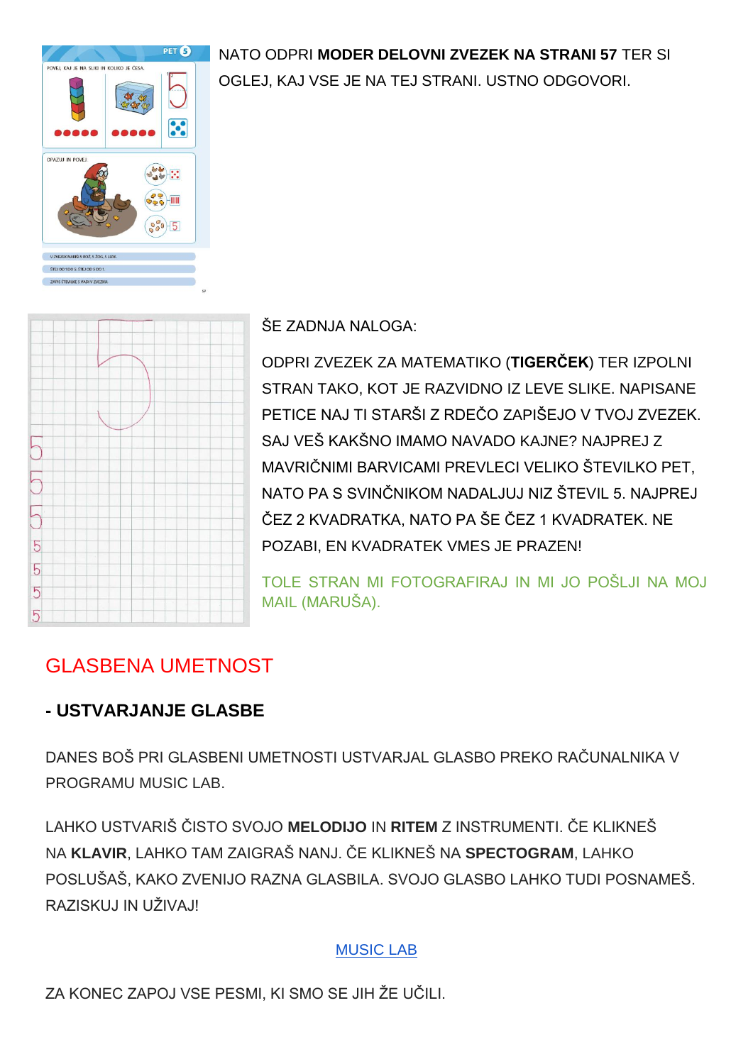NATO ODPRI **MODER DELOVNI ZVEZEK NA STRANI 57** TER SI OGLEJ, KAJ VSE JE NA TEJ STRANI. USTNO ODGOVORI.

ŠE ZADNJA NALOGA:

ODPRI ZVEZEK ZA MATEMATIKO (**TIGERČEK**) TER IZPOLNI STRAN TAKO, KOT JE RAZVIDNO IZ LEVE SLIKE. NAPISANE PETICE NAJ TI STARŠI Z RDEČO ZAPIŠEJO V TVOJ ZVEZEK. SAJ VEŠ KAKŠNO IMAMO NAVADO KAJNE? NAJPREJ Z MAVRIČNIMI BARVICAMI PREVLECI VELIKO ŠTEVILKO PET, NATO PA S SVINČNIKOM NADALJUJ NIZ ŠTEVIL 5. NAJPREJ ČEZ 2 KVADRATKA, NATO PA ŠE ČEZ 1 KVADRATEK. NE POZABI, EN KVADRATEK VMES JE PRAZEN!

TOLE STRAN MI FOTOGRAFIRAJ IN MI JO POŠLJI NA MOJ MAIL (MARUŠA).

## GLASBENA UMETNOST

### - USTVARJANJE GLASBE

DANES BOŠ PRI GLASBENI UMETNOSTI USTVARJAL GLASBO PREKO RAČUNALNIKA V PROGRAMU MUSIC LAB.

LAHKO USTVARIŠ ČISTO SVOJO **MELODIJO** IN **RITEM** Z INSTRUMENTI. ČE KLIKNEŠ NA **KLAVIR**, LAHKO TAM ZAIGRAŠ NANJ. ČE KLIKNEŠ NA **SPECTOGRAM**, LAHKO POSLUŠAŠ, KAKO ZVENIJO RAZNA GLASBILA. SVOJO GLASBO LAHKO TUDI POSNAMEŠ. RAZISKUJ IN UŽIVAJ!

MUSIC LAB

ZA KONEC ZAPOJ VSE PESMI, KI SMO SE JIH ŽE UČILI.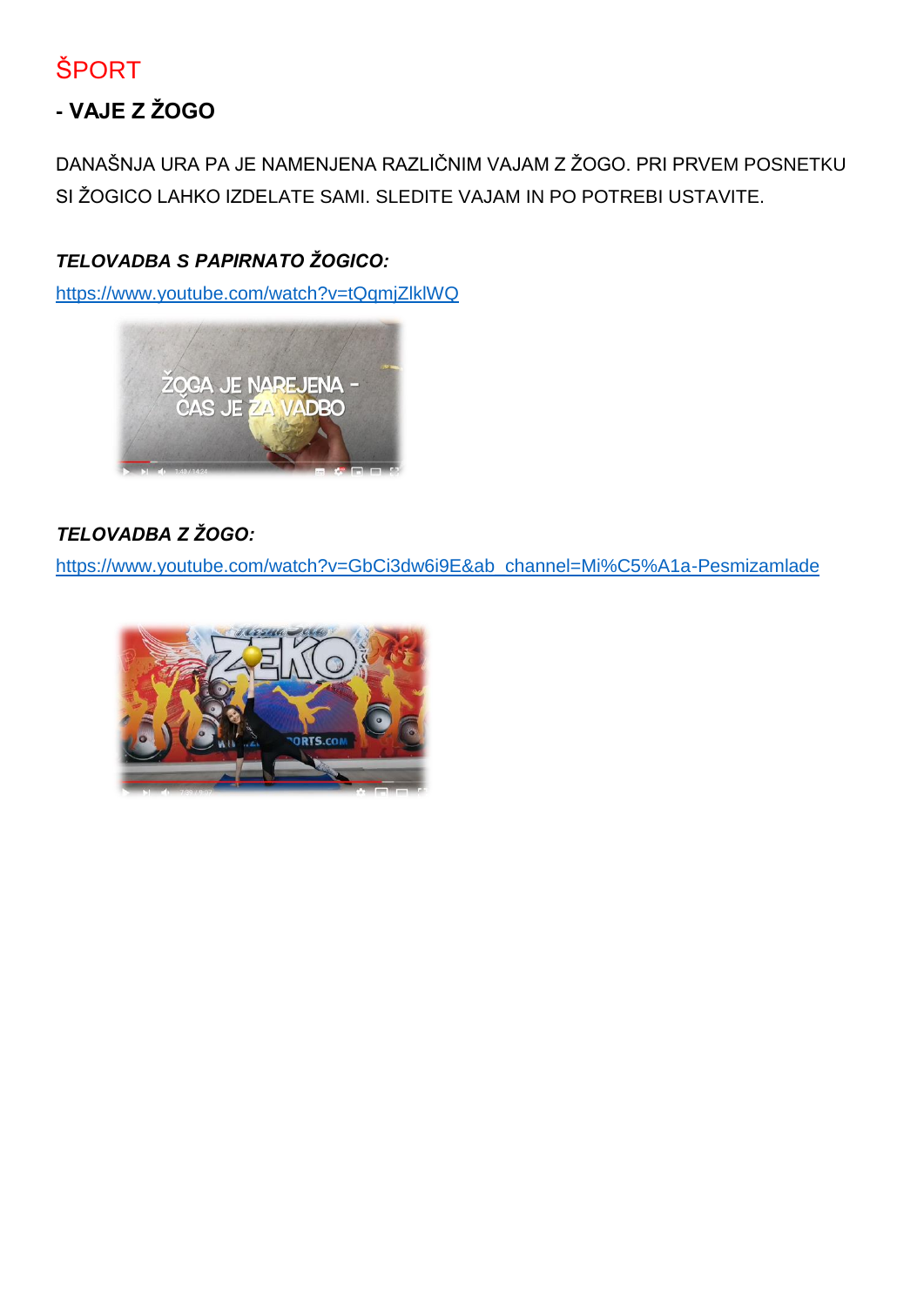# ŠPORT

## - VAJE Z ŽOGO

DANAŠNJA URA PA JE NAMENJENA RAZLIČNIM VAJAM Z ŽOGO. PRI PRVEM POSNETKU SI ŽOGICO LAHKO IZDELATE SAMI. SLEDITE VAJAM IN PO POTREBI USTAVITE.

***TELOVADBA S PAPIRNATO ŽOGICO:***

https://www.youtube.com/watch?v=tQqmjZlklWQ

***TELOVADBA Z ŽOGO:***

https://www.youtube.com/watch?v=GbCi3dw6i9E&ab_channel=Mi%C5%A1a-Pesmizamlade